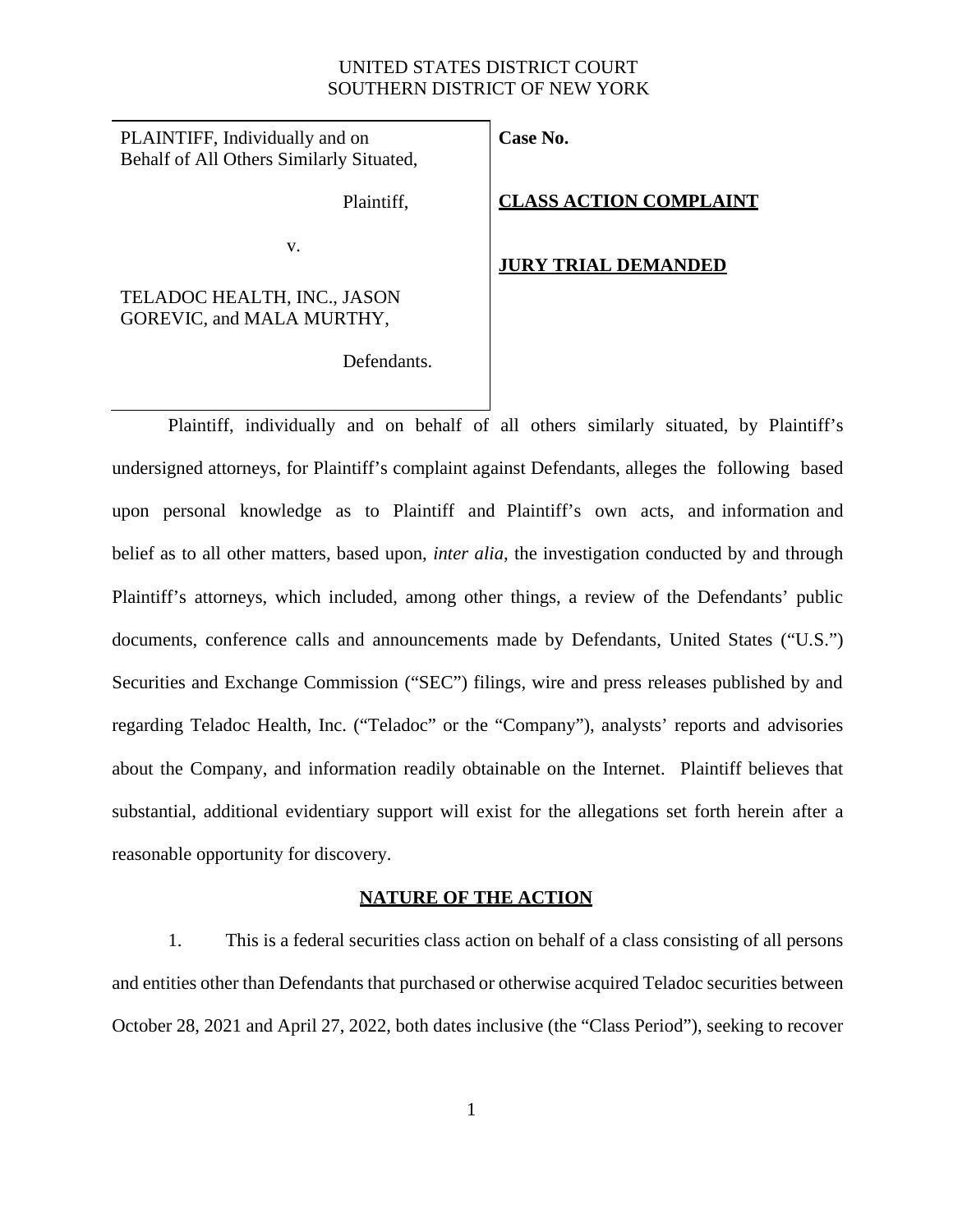UNITED STATES DISTRICT COURT
SOUTHERN DISTRICT OF NEW YORK

| | |
|---|---|
| PLAINTIFF, Individually and on Behalf of All Others Similarly Situated,<br><br>Plaintiff,<br><br>v.<br><br>TELADOC HEALTH, INC., JASON GOREVIC, and MALA MURTHY,<br><br>Defendants. | **Case No.**<br><br>**CLASS ACTION COMPLAINT**<br><br>**JURY TRIAL DEMANDED** |

Plaintiff, individually and on behalf of all others similarly situated, by Plaintiff's undersigned attorneys, for Plaintiff's complaint against Defendants, alleges the following based upon personal knowledge as to Plaintiff and Plaintiff's own acts, and information and belief as to all other matters, based upon, *inter alia*, the investigation conducted by and through Plaintiff's attorneys, which included, among other things, a review of the Defendants' public documents, conference calls and announcements made by Defendants, United States ("U.S.") Securities and Exchange Commission ("SEC") filings, wire and press releases published by and regarding Teladoc Health, Inc. ("Teladoc" or the "Company"), analysts' reports and advisories about the Company, and information readily obtainable on the Internet. Plaintiff believes that substantial, additional evidentiary support will exist for the allegations set forth herein after a reasonable opportunity for discovery.

## NATURE OF THE ACTION

1. This is a federal securities class action on behalf of a class consisting of all persons and entities other than Defendants that purchased or otherwise acquired Teladoc securities between October 28, 2021 and April 27, 2022, both dates inclusive (the "Class Period"), seeking to recover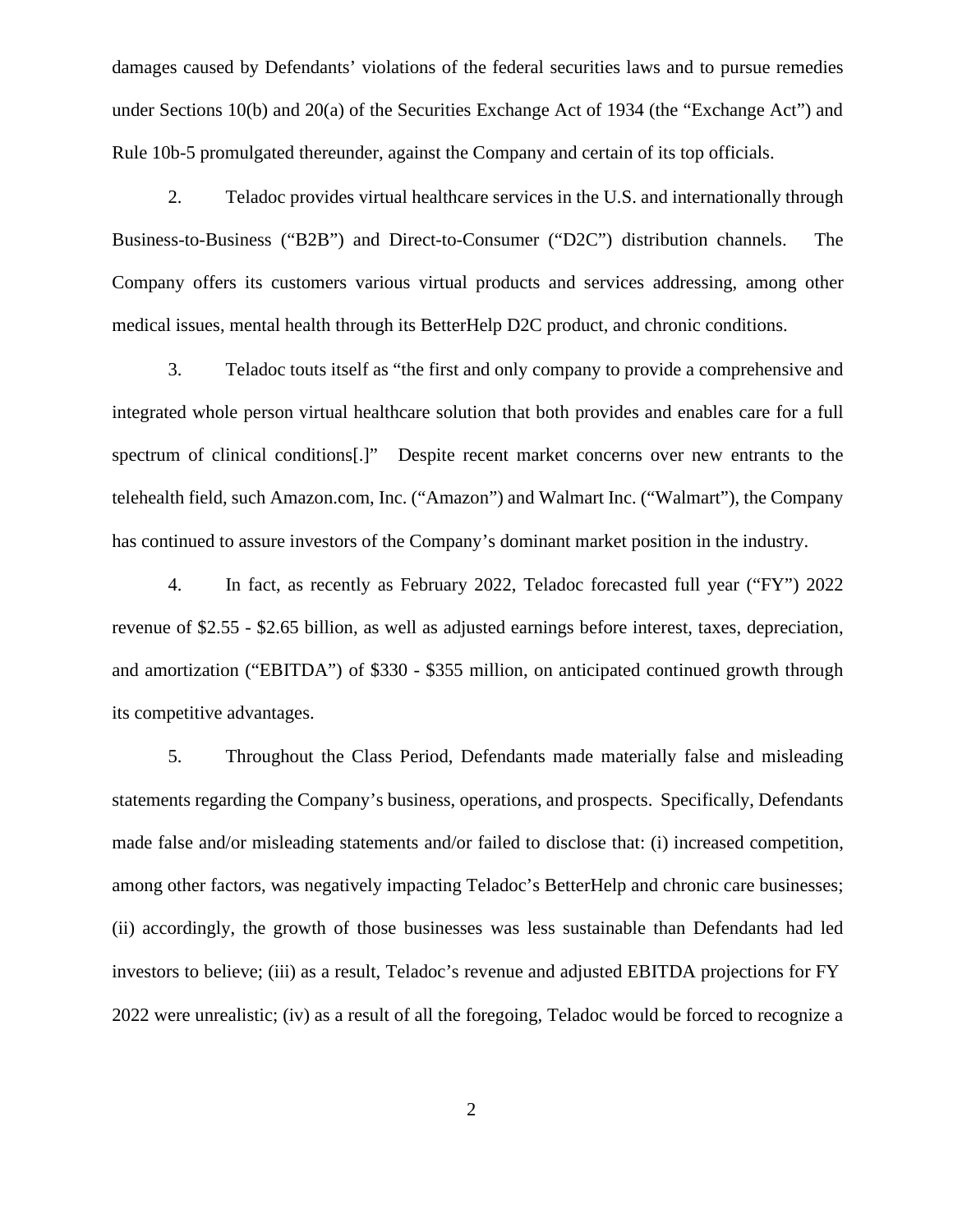damages caused by Defendants' violations of the federal securities laws and to pursue remedies under Sections 10(b) and 20(a) of the Securities Exchange Act of 1934 (the "Exchange Act") and Rule 10b-5 promulgated thereunder, against the Company and certain of its top officials.

2. Teladoc provides virtual healthcare services in the U.S. and internationally through Business-to-Business ("B2B") and Direct-to-Consumer ("D2C") distribution channels. The Company offers its customers various virtual products and services addressing, among other medical issues, mental health through its BetterHelp D2C product, and chronic conditions.

3. Teladoc touts itself as "the first and only company to provide a comprehensive and integrated whole person virtual healthcare solution that both provides and enables care for a full spectrum of clinical conditions[.]" Despite recent market concerns over new entrants to the telehealth field, such Amazon.com, Inc. ("Amazon") and Walmart Inc. ("Walmart"), the Company has continued to assure investors of the Company's dominant market position in the industry.

4. In fact, as recently as February 2022, Teladoc forecasted full year ("FY") 2022 revenue of $2.55 - $2.65 billion, as well as adjusted earnings before interest, taxes, depreciation, and amortization ("EBITDA") of $330 - $355 million, on anticipated continued growth through its competitive advantages.

5. Throughout the Class Period, Defendants made materially false and misleading statements regarding the Company's business, operations, and prospects. Specifically, Defendants made false and/or misleading statements and/or failed to disclose that: (i) increased competition, among other factors, was negatively impacting Teladoc's BetterHelp and chronic care businesses; (ii) accordingly, the growth of those businesses was less sustainable than Defendants had led investors to believe; (iii) as a result, Teladoc's revenue and adjusted EBITDA projections for FY 2022 were unrealistic; (iv) as a result of all the foregoing, Teladoc would be forced to recognize a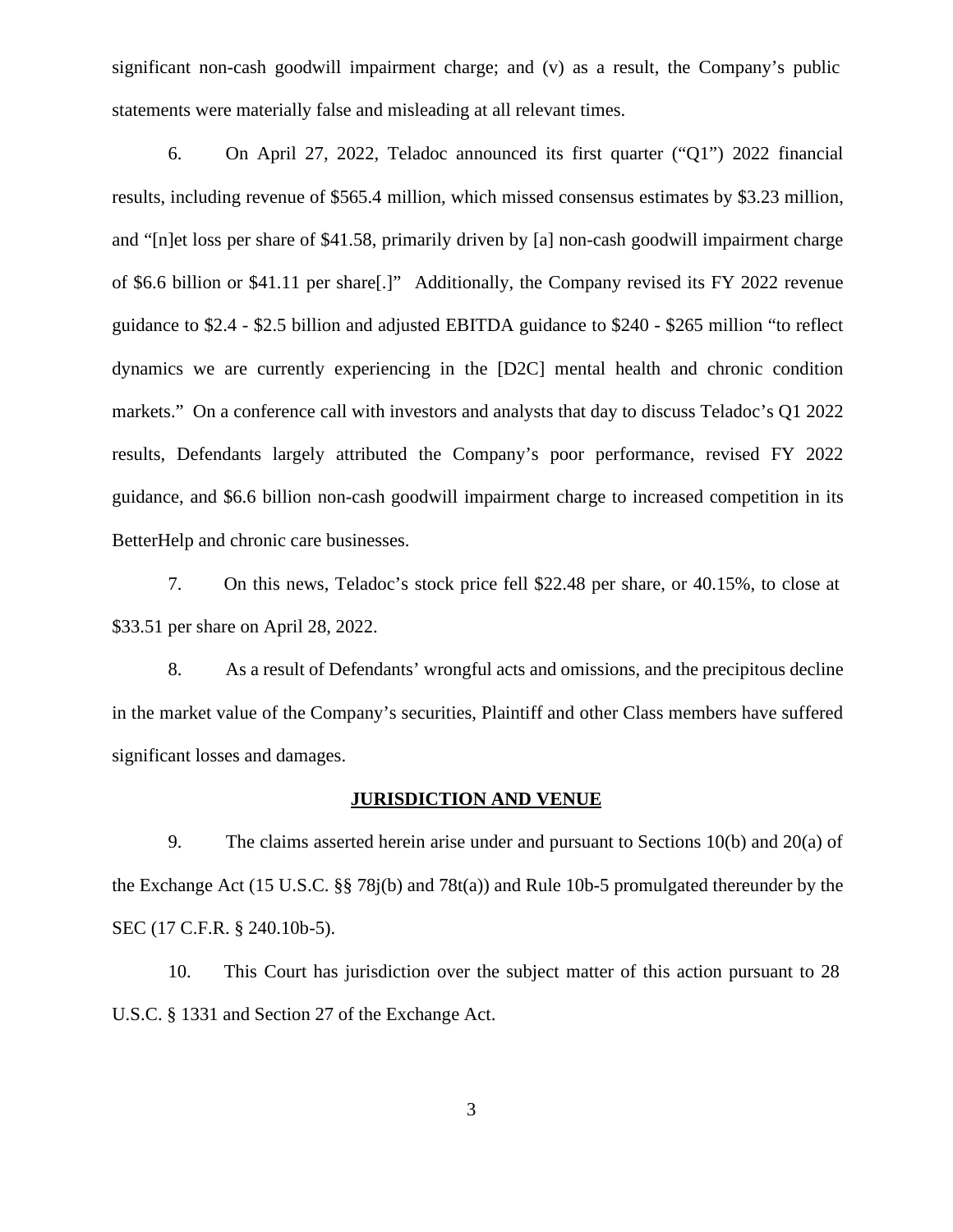significant non-cash goodwill impairment charge; and (v) as a result, the Company's public statements were materially false and misleading at all relevant times.

6. On April 27, 2022, Teladoc announced its first quarter ("Q1") 2022 financial results, including revenue of $565.4 million, which missed consensus estimates by $3.23 million, and "[n]et loss per share of $41.58, primarily driven by [a] non-cash goodwill impairment charge of $6.6 billion or $41.11 per share[.]" Additionally, the Company revised its FY 2022 revenue guidance to $2.4 - $2.5 billion and adjusted EBITDA guidance to $240 - $265 million "to reflect dynamics we are currently experiencing in the [D2C] mental health and chronic condition markets." On a conference call with investors and analysts that day to discuss Teladoc's Q1 2022 results, Defendants largely attributed the Company's poor performance, revised FY 2022 guidance, and $6.6 billion non-cash goodwill impairment charge to increased competition in its BetterHelp and chronic care businesses.

7. On this news, Teladoc's stock price fell $22.48 per share, or 40.15%, to close at $33.51 per share on April 28, 2022.

8. As a result of Defendants' wrongful acts and omissions, and the precipitous decline in the market value of the Company's securities, Plaintiff and other Class members have suffered significant losses and damages.

## JURISDICTION AND VENUE

9. The claims asserted herein arise under and pursuant to Sections 10(b) and 20(a) of the Exchange Act (15 U.S.C. §§ 78j(b) and 78t(a)) and Rule 10b-5 promulgated thereunder by the SEC (17 C.F.R. § 240.10b-5).

10. This Court has jurisdiction over the subject matter of this action pursuant to 28 U.S.C. § 1331 and Section 27 of the Exchange Act.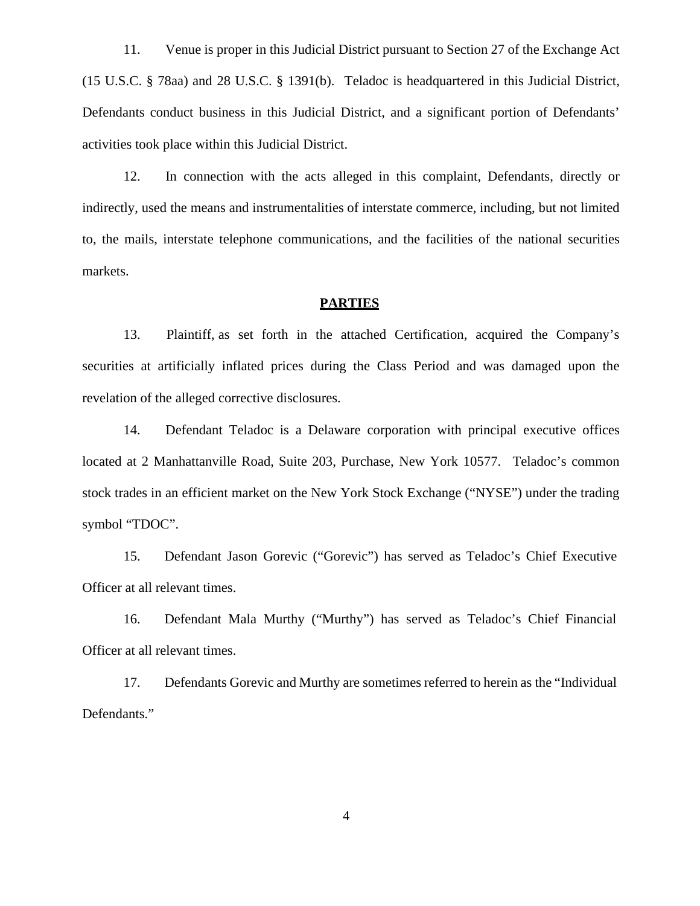11. Venue is proper in this Judicial District pursuant to Section 27 of the Exchange Act (15 U.S.C. § 78aa) and 28 U.S.C. § 1391(b). Teladoc is headquartered in this Judicial District, Defendants conduct business in this Judicial District, and a significant portion of Defendants' activities took place within this Judicial District.

12. In connection with the acts alleged in this complaint, Defendants, directly or indirectly, used the means and instrumentalities of interstate commerce, including, but not limited to, the mails, interstate telephone communications, and the facilities of the national securities markets.

## PARTIES

13. Plaintiff, as set forth in the attached Certification, acquired the Company's securities at artificially inflated prices during the Class Period and was damaged upon the revelation of the alleged corrective disclosures.

14. Defendant Teladoc is a Delaware corporation with principal executive offices located at 2 Manhattanville Road, Suite 203, Purchase, New York 10577. Teladoc's common stock trades in an efficient market on the New York Stock Exchange ("NYSE") under the trading symbol "TDOC".

15. Defendant Jason Gorevic ("Gorevic") has served as Teladoc's Chief Executive Officer at all relevant times.

16. Defendant Mala Murthy ("Murthy") has served as Teladoc's Chief Financial Officer at all relevant times.

17. Defendants Gorevic and Murthy are sometimes referred to herein as the "Individual Defendants."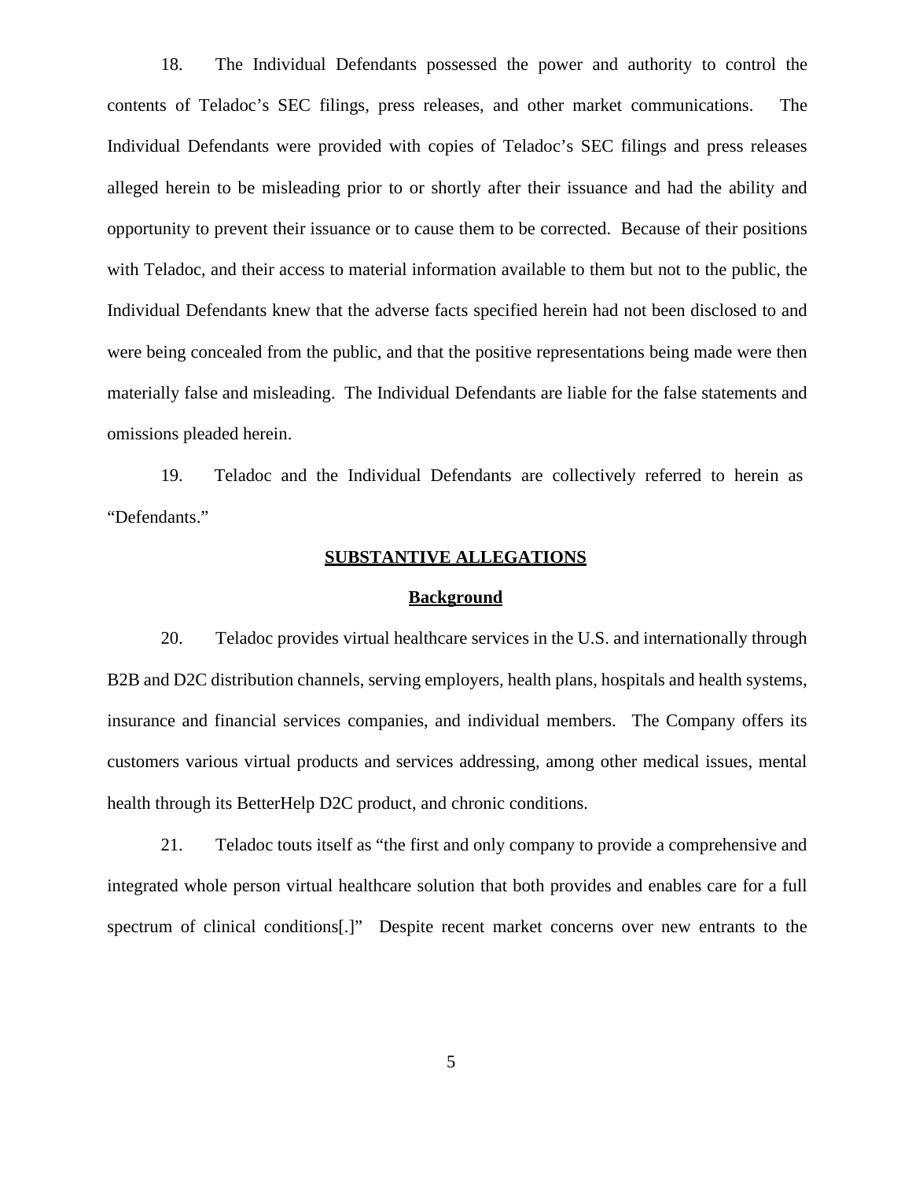18. The Individual Defendants possessed the power and authority to control the contents of Teladoc's SEC filings, press releases, and other market communications. The Individual Defendants were provided with copies of Teladoc's SEC filings and press releases alleged herein to be misleading prior to or shortly after their issuance and had the ability and opportunity to prevent their issuance or to cause them to be corrected. Because of their positions with Teladoc, and their access to material information available to them but not to the public, the Individual Defendants knew that the adverse facts specified herein had not been disclosed to and were being concealed from the public, and that the positive representations being made were then materially false and misleading. The Individual Defendants are liable for the false statements and omissions pleaded herein.

19. Teladoc and the Individual Defendants are collectively referred to herein as "Defendants."

## SUBSTANTIVE ALLEGATIONS

### Background

20. Teladoc provides virtual healthcare services in the U.S. and internationally through B2B and D2C distribution channels, serving employers, health plans, hospitals and health systems, insurance and financial services companies, and individual members. The Company offers its customers various virtual products and services addressing, among other medical issues, mental health through its BetterHelp D2C product, and chronic conditions.

21. Teladoc touts itself as "the first and only company to provide a comprehensive and integrated whole person virtual healthcare solution that both provides and enables care for a full spectrum of clinical conditions[.]" Despite recent market concerns over new entrants to the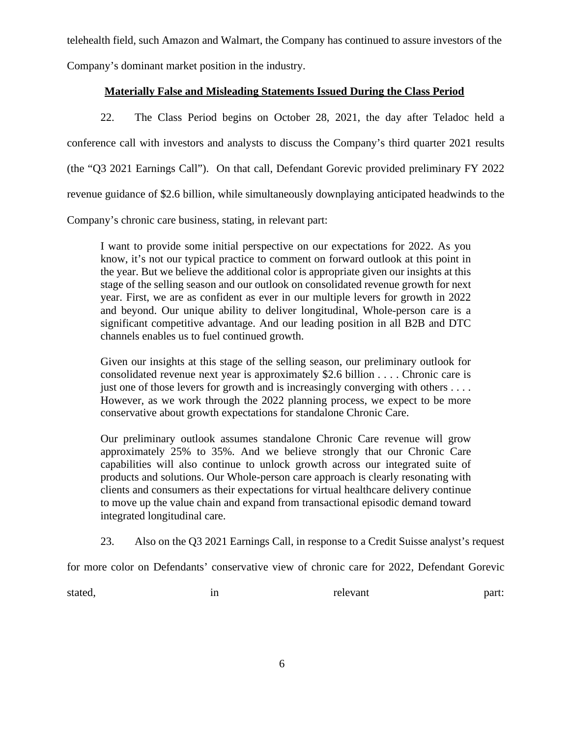telehealth field, such Amazon and Walmart, the Company has continued to assure investors of the Company's dominant market position in the industry.

**Materially False and Misleading Statements Issued During the Class Period**

22. The Class Period begins on October 28, 2021, the day after Teladoc held a conference call with investors and analysts to discuss the Company's third quarter 2021 results (the "Q3 2021 Earnings Call"). On that call, Defendant Gorevic provided preliminary FY 2022 revenue guidance of $2.6 billion, while simultaneously downplaying anticipated headwinds to the Company's chronic care business, stating, in relevant part:

> I want to provide some initial perspective on our expectations for 2022. As you know, it's not our typical practice to comment on forward outlook at this point in the year. But we believe the additional color is appropriate given our insights at this stage of the selling season and our outlook on consolidated revenue growth for next year. First, we are as confident as ever in our multiple levers for growth in 2022 and beyond. Our unique ability to deliver longitudinal, Whole-person care is a significant competitive advantage. And our leading position in all B2B and DTC channels enables us to fuel continued growth.
>
> Given our insights at this stage of the selling season, our preliminary outlook for consolidated revenue next year is approximately $2.6 billion . . . . Chronic care is just one of those levers for growth and is increasingly converging with others . . . . However, as we work through the 2022 planning process, we expect to be more conservative about growth expectations for standalone Chronic Care.
>
> Our preliminary outlook assumes standalone Chronic Care revenue will grow approximately 25% to 35%. And we believe strongly that our Chronic Care capabilities will also continue to unlock growth across our integrated suite of products and solutions. Our Whole-person care approach is clearly resonating with clients and consumers as their expectations for virtual healthcare delivery continue to move up the value chain and expand from transactional episodic demand toward integrated longitudinal care.

23. Also on the Q3 2021 Earnings Call, in response to a Credit Suisse analyst's request for more color on Defendants' conservative view of chronic care for 2022, Defendant Gorevic stated, in relevant part: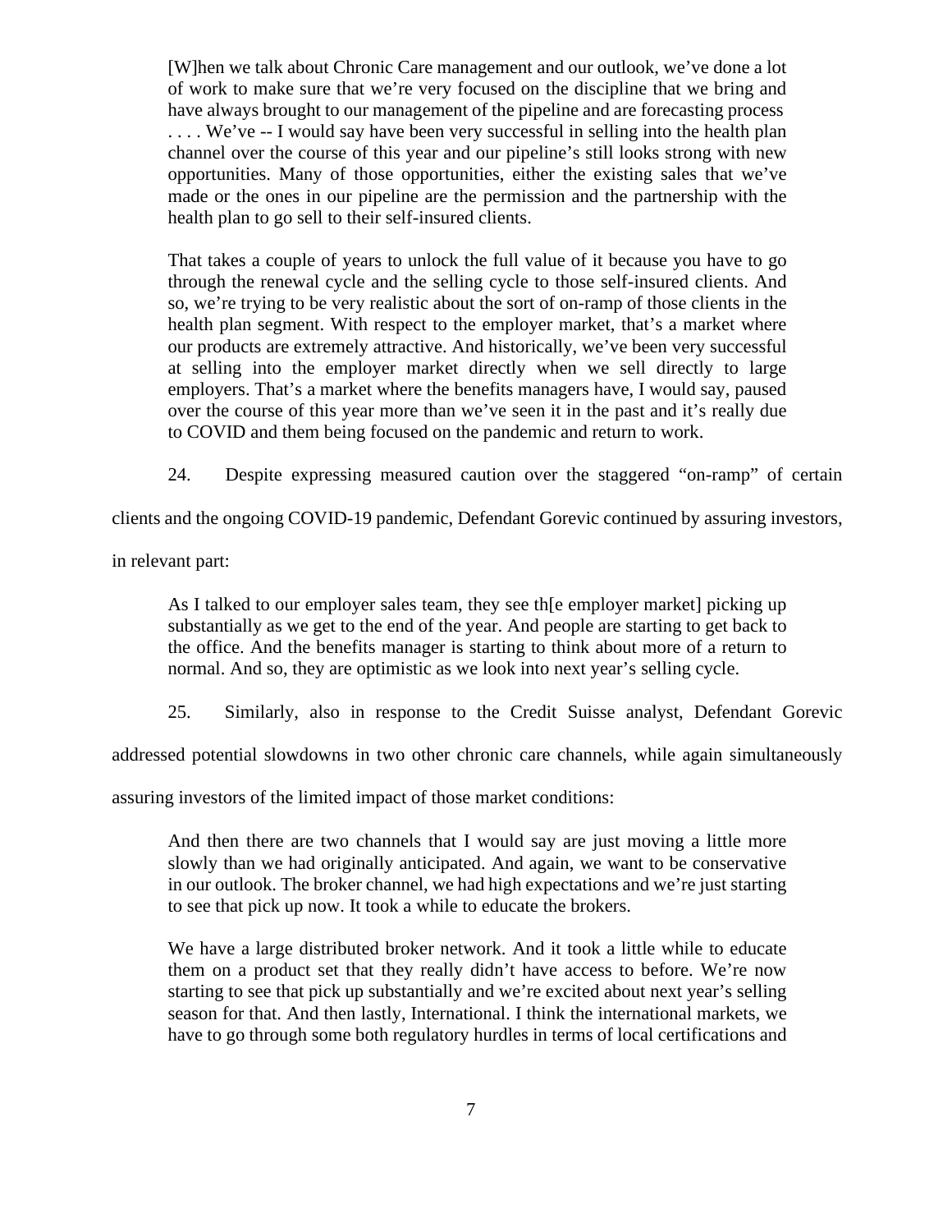> [W]hen we talk about Chronic Care management and our outlook, we've done a lot of work to make sure that we're very focused on the discipline that we bring and have always brought to our management of the pipeline and are forecasting process . . . . We've -- I would say have been very successful in selling into the health plan channel over the course of this year and our pipeline's still looks strong with new opportunities. Many of those opportunities, either the existing sales that we've made or the ones in our pipeline are the permission and the partnership with the health plan to go sell to their self-insured clients.
>
> That takes a couple of years to unlock the full value of it because you have to go through the renewal cycle and the selling cycle to those self-insured clients. And so, we're trying to be very realistic about the sort of on-ramp of those clients in the health plan segment. With respect to the employer market, that's a market where our products are extremely attractive. And historically, we've been very successful at selling into the employer market directly when we sell directly to large employers. That's a market where the benefits managers have, I would say, paused over the course of this year more than we've seen it in the past and it's really due to COVID and them being focused on the pandemic and return to work.

24. Despite expressing measured caution over the staggered "on-ramp" of certain clients and the ongoing COVID-19 pandemic, Defendant Gorevic continued by assuring investors, in relevant part:

> As I talked to our employer sales team, they see th[e employer market] picking up substantially as we get to the end of the year. And people are starting to get back to the office. And the benefits manager is starting to think about more of a return to normal. And so, they are optimistic as we look into next year's selling cycle.

25. Similarly, also in response to the Credit Suisse analyst, Defendant Gorevic addressed potential slowdowns in two other chronic care channels, while again simultaneously assuring investors of the limited impact of those market conditions:

> And then there are two channels that I would say are just moving a little more slowly than we had originally anticipated. And again, we want to be conservative in our outlook. The broker channel, we had high expectations and we're just starting to see that pick up now. It took a while to educate the brokers.
>
> We have a large distributed broker network. And it took a little while to educate them on a product set that they really didn't have access to before. We're now starting to see that pick up substantially and we're excited about next year's selling season for that. And then lastly, International. I think the international markets, we have to go through some both regulatory hurdles in terms of local certifications and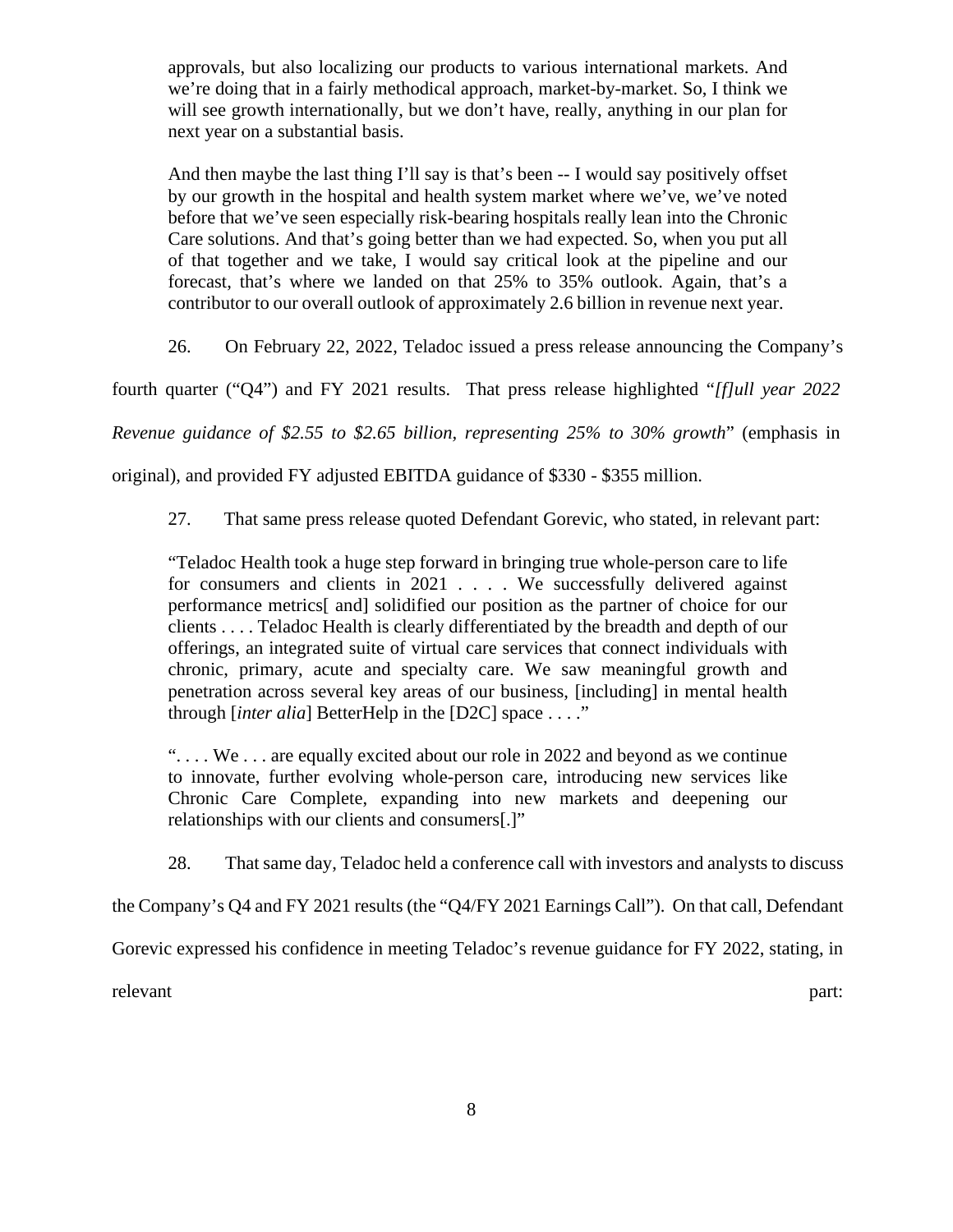approvals, but also localizing our products to various international markets. And we're doing that in a fairly methodical approach, market-by-market. So, I think we will see growth internationally, but we don't have, really, anything in our plan for next year on a substantial basis.

> And then maybe the last thing I'll say is that's been -- I would say positively offset by our growth in the hospital and health system market where we've, we've noted before that we've seen especially risk-bearing hospitals really lean into the Chronic Care solutions. And that's going better than we had expected. So, when you put all of that together and we take, I would say critical look at the pipeline and our forecast, that's where we landed on that 25% to 35% outlook. Again, that's a contributor to our overall outlook of approximately 2.6 billion in revenue next year.

26. On February 22, 2022, Teladoc issued a press release announcing the Company's fourth quarter ("Q4") and FY 2021 results. That press release highlighted "*[f]ull year 2022 Revenue guidance of $2.55 to $2.65 billion, representing 25% to 30% growth*" (emphasis in original), and provided FY adjusted EBITDA guidance of $330 - $355 million.

27. That same press release quoted Defendant Gorevic, who stated, in relevant part:

> "Teladoc Health took a huge step forward in bringing true whole-person care to life for consumers and clients in 2021 . . . . We successfully delivered against performance metrics[ and] solidified our position as the partner of choice for our clients . . . . Teladoc Health is clearly differentiated by the breadth and depth of our offerings, an integrated suite of virtual care services that connect individuals with chronic, primary, acute and specialty care. We saw meaningful growth and penetration across several key areas of our business, [including] in mental health through [*inter alia*] BetterHelp in the [D2C] space . . . ."
>
> ". . . . We . . . are equally excited about our role in 2022 and beyond as we continue to innovate, further evolving whole-person care, introducing new services like Chronic Care Complete, expanding into new markets and deepening our relationships with our clients and consumers[.]"

28. That same day, Teladoc held a conference call with investors and analysts to discuss the Company's Q4 and FY 2021 results (the "Q4/FY 2021 Earnings Call"). On that call, Defendant Gorevic expressed his confidence in meeting Teladoc's revenue guidance for FY 2022, stating, in relevant part: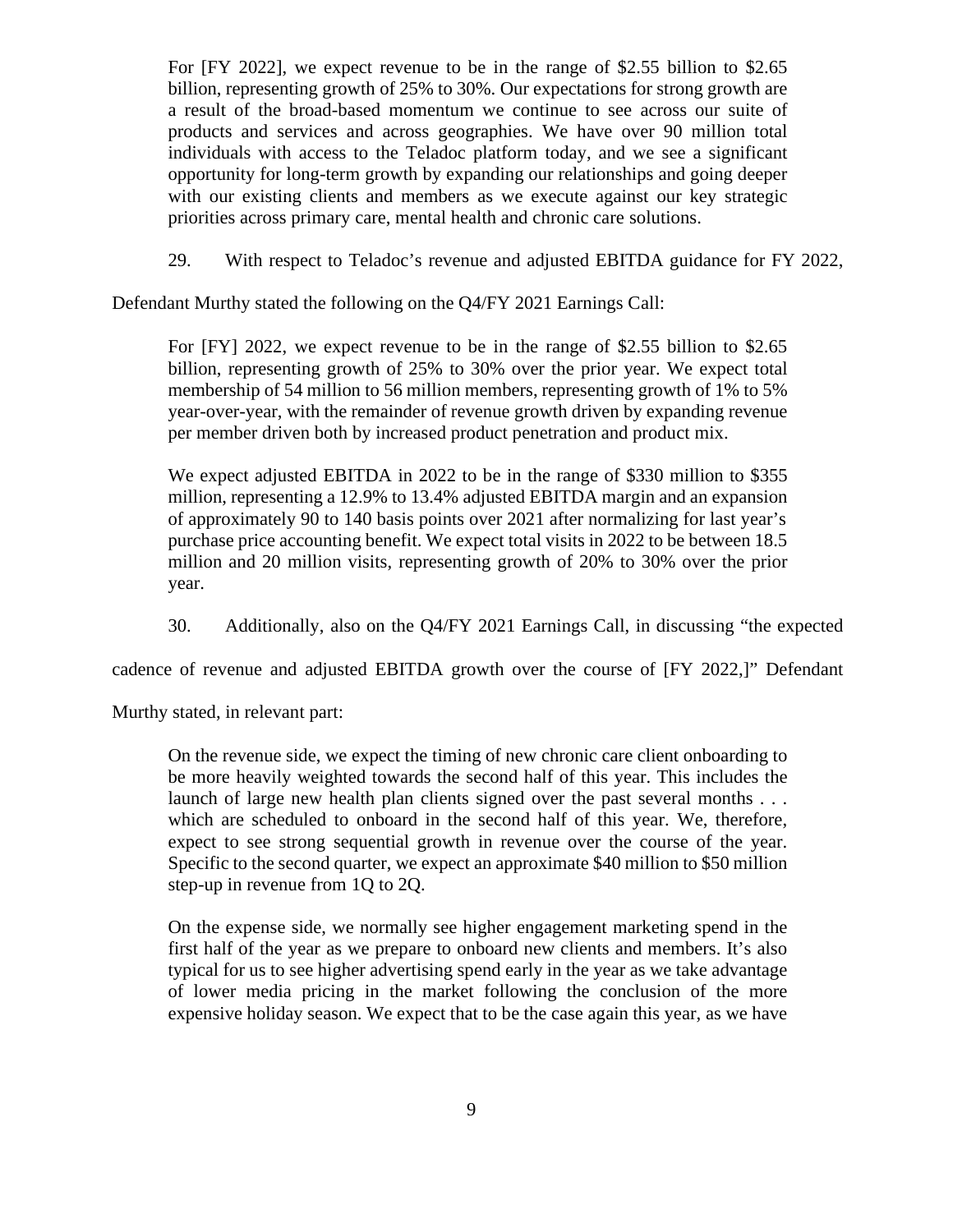> For [FY 2022], we expect revenue to be in the range of $2.55 billion to $2.65 billion, representing growth of 25% to 30%. Our expectations for strong growth are a result of the broad-based momentum we continue to see across our suite of products and services and across geographies. We have over 90 million total individuals with access to the Teladoc platform today, and we see a significant opportunity for long-term growth by expanding our relationships and going deeper with our existing clients and members as we execute against our key strategic priorities across primary care, mental health and chronic care solutions.

29. With respect to Teladoc's revenue and adjusted EBITDA guidance for FY 2022, Defendant Murthy stated the following on the Q4/FY 2021 Earnings Call:

> For [FY] 2022, we expect revenue to be in the range of $2.55 billion to $2.65 billion, representing growth of 25% to 30% over the prior year. We expect total membership of 54 million to 56 million members, representing growth of 1% to 5% year-over-year, with the remainder of revenue growth driven by expanding revenue per member driven both by increased product penetration and product mix.
>
> We expect adjusted EBITDA in 2022 to be in the range of $330 million to $355 million, representing a 12.9% to 13.4% adjusted EBITDA margin and an expansion of approximately 90 to 140 basis points over 2021 after normalizing for last year's purchase price accounting benefit. We expect total visits in 2022 to be between 18.5 million and 20 million visits, representing growth of 20% to 30% over the prior year.

30. Additionally, also on the Q4/FY 2021 Earnings Call, in discussing "the expected cadence of revenue and adjusted EBITDA growth over the course of [FY 2022,]" Defendant Murthy stated, in relevant part:

> On the revenue side, we expect the timing of new chronic care client onboarding to be more heavily weighted towards the second half of this year. This includes the launch of large new health plan clients signed over the past several months . . . which are scheduled to onboard in the second half of this year. We, therefore, expect to see strong sequential growth in revenue over the course of the year. Specific to the second quarter, we expect an approximate $40 million to $50 million step-up in revenue from 1Q to 2Q.
>
> On the expense side, we normally see higher engagement marketing spend in the first half of the year as we prepare to onboard new clients and members. It's also typical for us to see higher advertising spend early in the year as we take advantage of lower media pricing in the market following the conclusion of the more expensive holiday season. We expect that to be the case again this year, as we have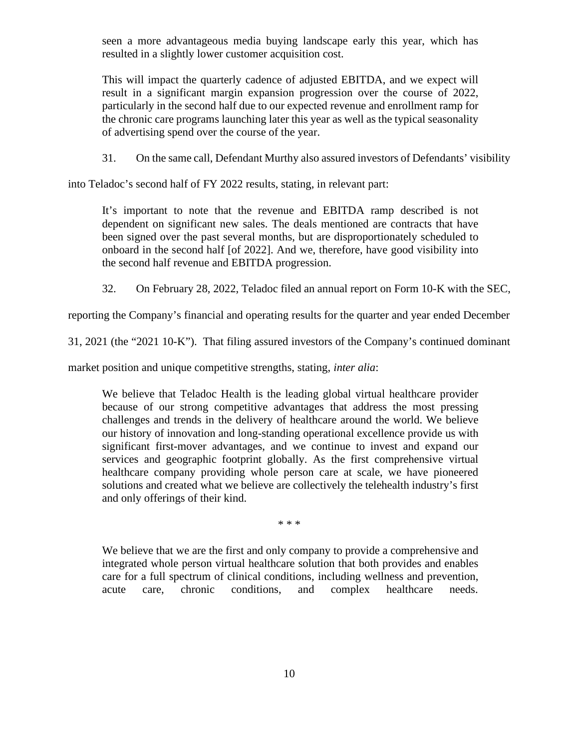> seen a more advantageous media buying landscape early this year, which has resulted in a slightly lower customer acquisition cost.
>
> This will impact the quarterly cadence of adjusted EBITDA, and we expect will result in a significant margin expansion progression over the course of 2022, particularly in the second half due to our expected revenue and enrollment ramp for the chronic care programs launching later this year as well as the typical seasonality of advertising spend over the course of the year.

31. On the same call, Defendant Murthy also assured investors of Defendants' visibility into Teladoc's second half of FY 2022 results, stating, in relevant part:

> It's important to note that the revenue and EBITDA ramp described is not dependent on significant new sales. The deals mentioned are contracts that have been signed over the past several months, but are disproportionately scheduled to onboard in the second half [of 2022]. And we, therefore, have good visibility into the second half revenue and EBITDA progression.

32. On February 28, 2022, Teladoc filed an annual report on Form 10-K with the SEC, reporting the Company's financial and operating results for the quarter and year ended December 31, 2021 (the "2021 10-K"). That filing assured investors of the Company's continued dominant market position and unique competitive strengths, stating, *inter alia*:

> We believe that Teladoc Health is the leading global virtual healthcare provider because of our strong competitive advantages that address the most pressing challenges and trends in the delivery of healthcare around the world. We believe our history of innovation and long-standing operational excellence provide us with significant first-mover advantages, and we continue to invest and expand our services and geographic footprint globally. As the first comprehensive virtual healthcare company providing whole person care at scale, we have pioneered solutions and created what we believe are collectively the telehealth industry's first and only offerings of their kind.
>
> \* \* \*
>
> We believe that we are the first and only company to provide a comprehensive and integrated whole person virtual healthcare solution that both provides and enables care for a full spectrum of clinical conditions, including wellness and prevention, acute care, chronic conditions, and complex healthcare needs.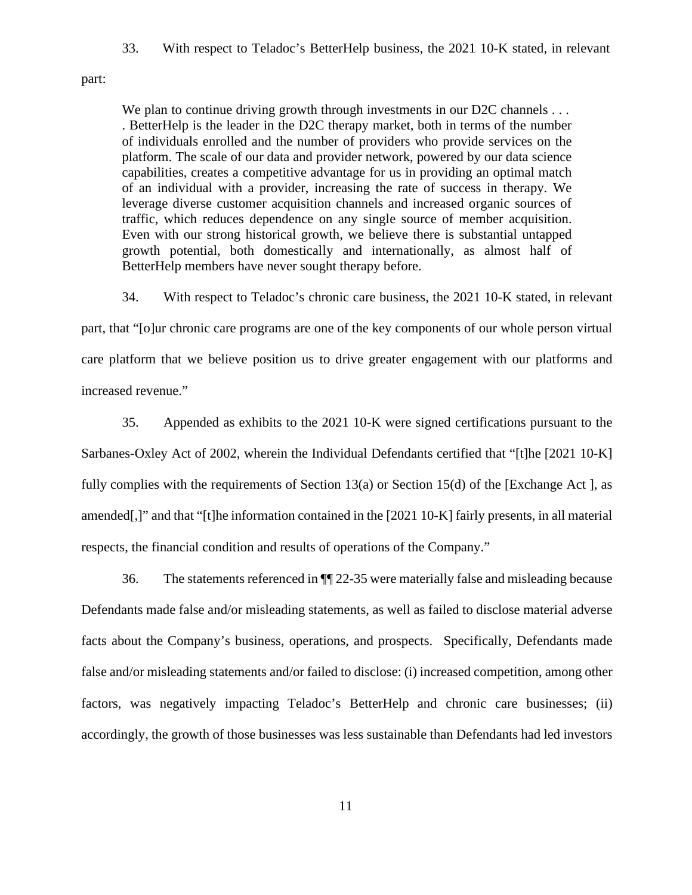33. With respect to Teladoc's BetterHelp business, the 2021 10-K stated, in relevant part:

> We plan to continue driving growth through investments in our D2C channels . . . . BetterHelp is the leader in the D2C therapy market, both in terms of the number of individuals enrolled and the number of providers who provide services on the platform. The scale of our data and provider network, powered by our data science capabilities, creates a competitive advantage for us in providing an optimal match of an individual with a provider, increasing the rate of success in therapy. We leverage diverse customer acquisition channels and increased organic sources of traffic, which reduces dependence on any single source of member acquisition. Even with our strong historical growth, we believe there is substantial untapped growth potential, both domestically and internationally, as almost half of BetterHelp members have never sought therapy before.

34. With respect to Teladoc's chronic care business, the 2021 10-K stated, in relevant part, that "[o]ur chronic care programs are one of the key components of our whole person virtual care platform that we believe position us to drive greater engagement with our platforms and increased revenue."

35. Appended as exhibits to the 2021 10-K were signed certifications pursuant to the Sarbanes-Oxley Act of 2002, wherein the Individual Defendants certified that "[t]he [2021 10-K] fully complies with the requirements of Section 13(a) or Section 15(d) of the [Exchange Act ], as amended[,]" and that "[t]he information contained in the [2021 10-K] fairly presents, in all material respects, the financial condition and results of operations of the Company."

36. The statements referenced in ¶¶ 22-35 were materially false and misleading because Defendants made false and/or misleading statements, as well as failed to disclose material adverse facts about the Company's business, operations, and prospects. Specifically, Defendants made false and/or misleading statements and/or failed to disclose: (i) increased competition, among other factors, was negatively impacting Teladoc's BetterHelp and chronic care businesses; (ii) accordingly, the growth of those businesses was less sustainable than Defendants had led investors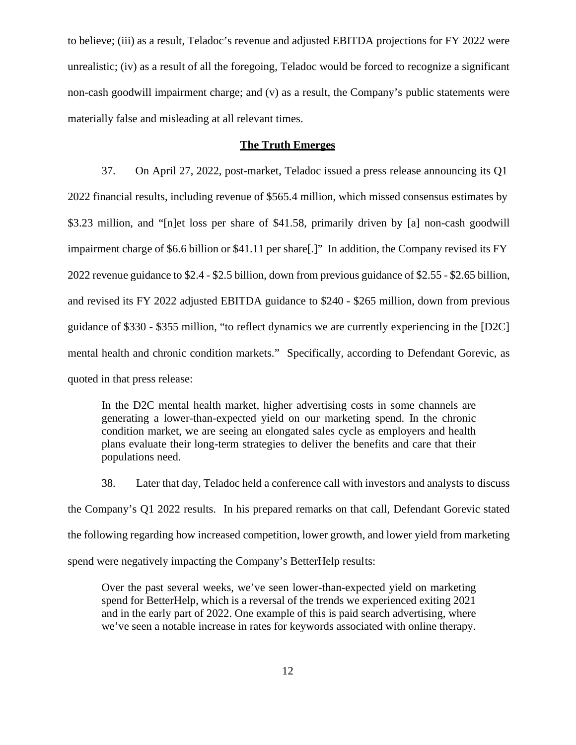to believe; (iii) as a result, Teladoc's revenue and adjusted EBITDA projections for FY 2022 were unrealistic; (iv) as a result of all the foregoing, Teladoc would be forced to recognize a significant non-cash goodwill impairment charge; and (v) as a result, the Company's public statements were materially false and misleading at all relevant times.

## The Truth Emerges

37. On April 27, 2022, post-market, Teladoc issued a press release announcing its Q1 2022 financial results, including revenue of $565.4 million, which missed consensus estimates by $3.23 million, and "[n]et loss per share of $41.58, primarily driven by [a] non-cash goodwill impairment charge of $6.6 billion or $41.11 per share[.]" In addition, the Company revised its FY 2022 revenue guidance to $2.4 - $2.5 billion, down from previous guidance of $2.55 - $2.65 billion, and revised its FY 2022 adjusted EBITDA guidance to $240 - $265 million, down from previous guidance of $330 - $355 million, "to reflect dynamics we are currently experiencing in the [D2C] mental health and chronic condition markets." Specifically, according to Defendant Gorevic, as quoted in that press release:

> In the D2C mental health market, higher advertising costs in some channels are generating a lower-than-expected yield on our marketing spend. In the chronic condition market, we are seeing an elongated sales cycle as employers and health plans evaluate their long-term strategies to deliver the benefits and care that their populations need.

38. Later that day, Teladoc held a conference call with investors and analysts to discuss the Company's Q1 2022 results. In his prepared remarks on that call, Defendant Gorevic stated the following regarding how increased competition, lower growth, and lower yield from marketing spend were negatively impacting the Company's BetterHelp results:

> Over the past several weeks, we've seen lower-than-expected yield on marketing spend for BetterHelp, which is a reversal of the trends we experienced exiting 2021 and in the early part of 2022. One example of this is paid search advertising, where we've seen a notable increase in rates for keywords associated with online therapy.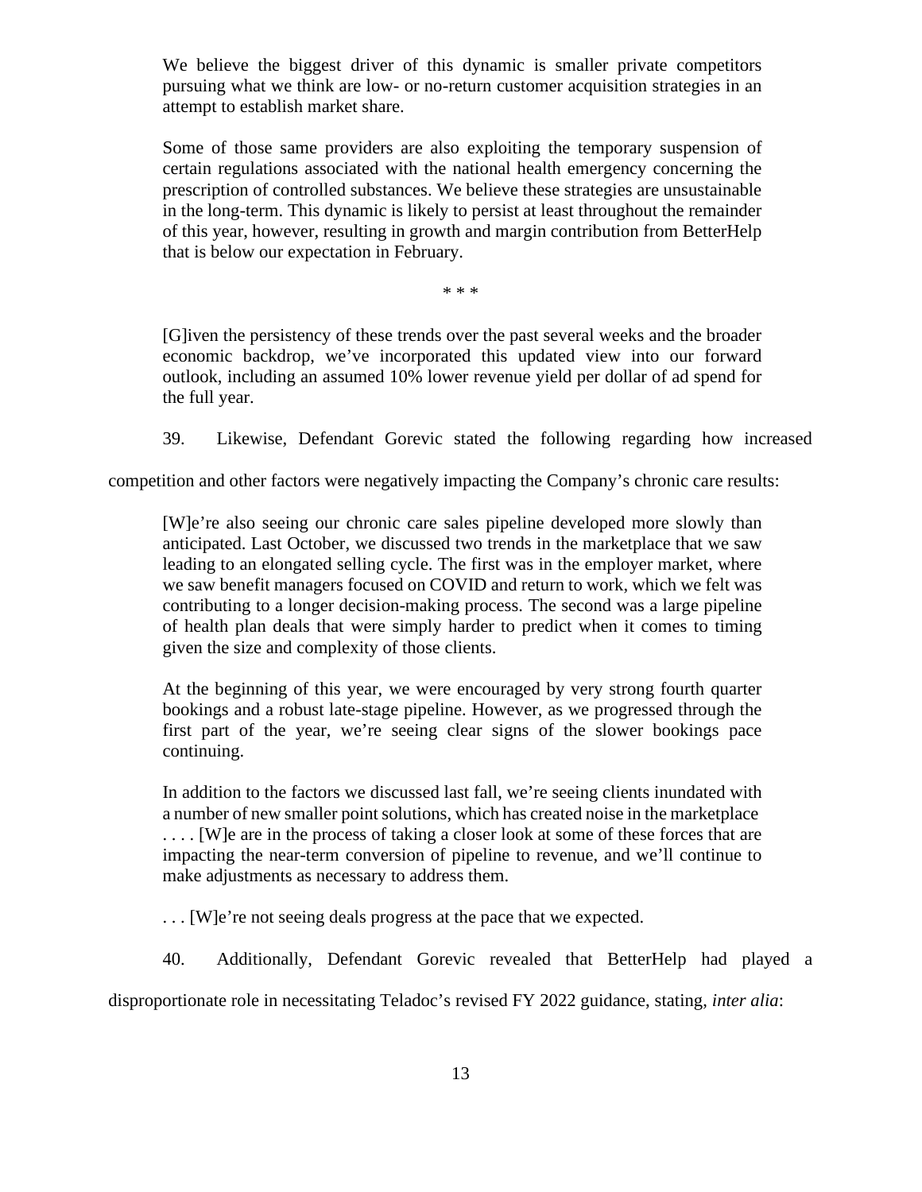> We believe the biggest driver of this dynamic is smaller private competitors pursuing what we think are low- or no-return customer acquisition strategies in an attempt to establish market share.
>
> Some of those same providers are also exploiting the temporary suspension of certain regulations associated with the national health emergency concerning the prescription of controlled substances. We believe these strategies are unsustainable in the long-term. This dynamic is likely to persist at least throughout the remainder of this year, however, resulting in growth and margin contribution from BetterHelp that is below our expectation in February.
>
> \* \* \*
>
> [G]iven the persistency of these trends over the past several weeks and the broader economic backdrop, we've incorporated this updated view into our forward outlook, including an assumed 10% lower revenue yield per dollar of ad spend for the full year.

39. Likewise, Defendant Gorevic stated the following regarding how increased competition and other factors were negatively impacting the Company's chronic care results:

> [W]e're also seeing our chronic care sales pipeline developed more slowly than anticipated. Last October, we discussed two trends in the marketplace that we saw leading to an elongated selling cycle. The first was in the employer market, where we saw benefit managers focused on COVID and return to work, which we felt was contributing to a longer decision-making process. The second was a large pipeline of health plan deals that were simply harder to predict when it comes to timing given the size and complexity of those clients.
>
> At the beginning of this year, we were encouraged by very strong fourth quarter bookings and a robust late-stage pipeline. However, as we progressed through the first part of the year, we're seeing clear signs of the slower bookings pace continuing.
>
> In addition to the factors we discussed last fall, we're seeing clients inundated with a number of new smaller point solutions, which has created noise in the marketplace . . . . [W]e are in the process of taking a closer look at some of these forces that are impacting the near-term conversion of pipeline to revenue, and we'll continue to make adjustments as necessary to address them.
>
> . . . [W]e're not seeing deals progress at the pace that we expected.

40. Additionally, Defendant Gorevic revealed that BetterHelp had played a disproportionate role in necessitating Teladoc's revised FY 2022 guidance, stating, *inter alia*: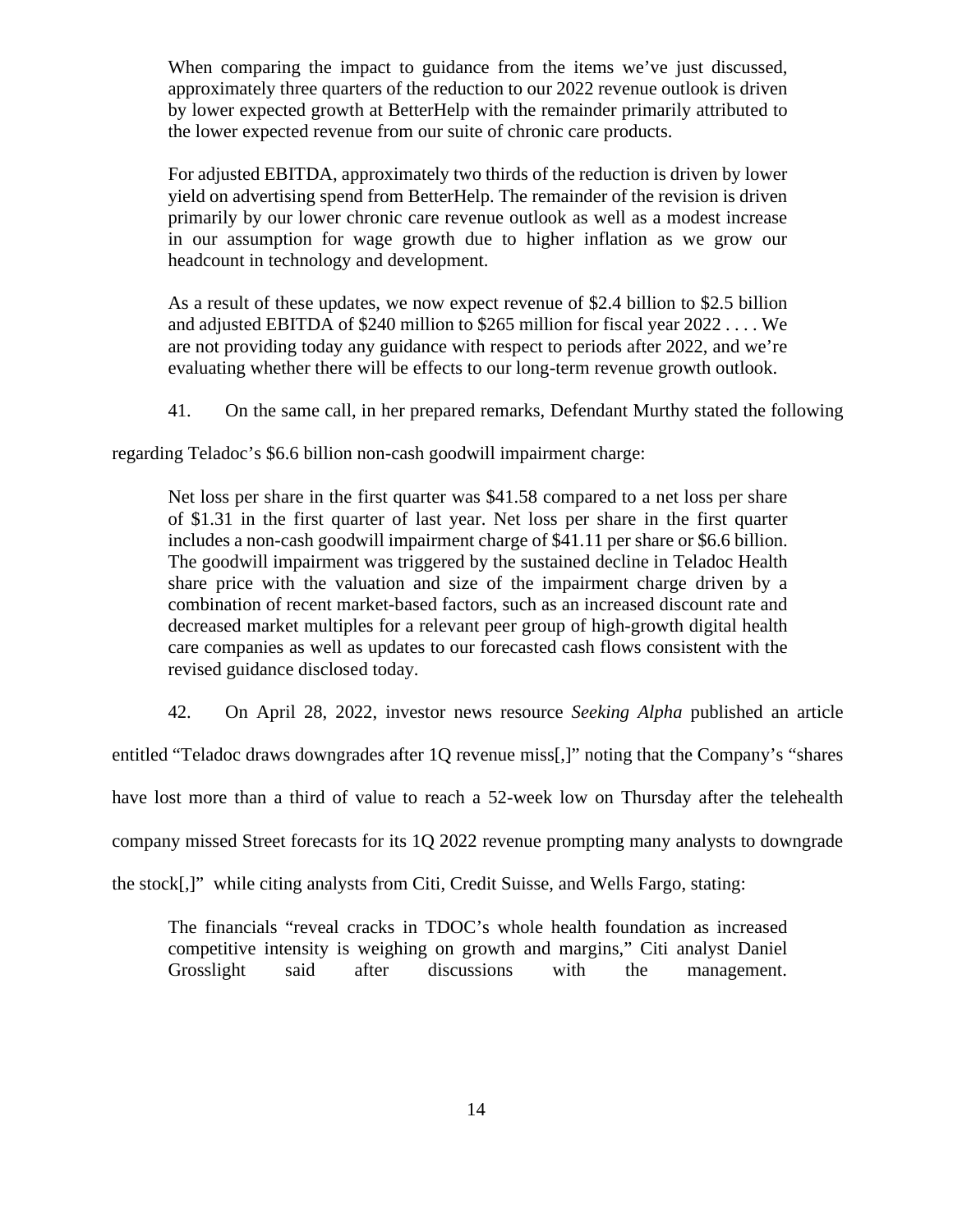> When comparing the impact to guidance from the items we've just discussed, approximately three quarters of the reduction to our 2022 revenue outlook is driven by lower expected growth at BetterHelp with the remainder primarily attributed to the lower expected revenue from our suite of chronic care products.
>
> For adjusted EBITDA, approximately two thirds of the reduction is driven by lower yield on advertising spend from BetterHelp. The remainder of the revision is driven primarily by our lower chronic care revenue outlook as well as a modest increase in our assumption for wage growth due to higher inflation as we grow our headcount in technology and development.
>
> As a result of these updates, we now expect revenue of $2.4 billion to $2.5 billion and adjusted EBITDA of $240 million to $265 million for fiscal year 2022 . . . . We are not providing today any guidance with respect to periods after 2022, and we're evaluating whether there will be effects to our long-term revenue growth outlook.

41. On the same call, in her prepared remarks, Defendant Murthy stated the following regarding Teladoc's $6.6 billion non-cash goodwill impairment charge:

> Net loss per share in the first quarter was $41.58 compared to a net loss per share of $1.31 in the first quarter of last year. Net loss per share in the first quarter includes a non-cash goodwill impairment charge of $41.11 per share or $6.6 billion. The goodwill impairment was triggered by the sustained decline in Teladoc Health share price with the valuation and size of the impairment charge driven by a combination of recent market-based factors, such as an increased discount rate and decreased market multiples for a relevant peer group of high-growth digital health care companies as well as updates to our forecasted cash flows consistent with the revised guidance disclosed today.

42. On April 28, 2022, investor news resource *Seeking Alpha* published an article entitled "Teladoc draws downgrades after 1Q revenue miss[,]" noting that the Company's "shares have lost more than a third of value to reach a 52-week low on Thursday after the telehealth company missed Street forecasts for its 1Q 2022 revenue prompting many analysts to downgrade the stock[,]" while citing analysts from Citi, Credit Suisse, and Wells Fargo, stating:

> The financials "reveal cracks in TDOC's whole health foundation as increased competitive intensity is weighing on growth and margins," Citi analyst Daniel Grosslight said after discussions with the management.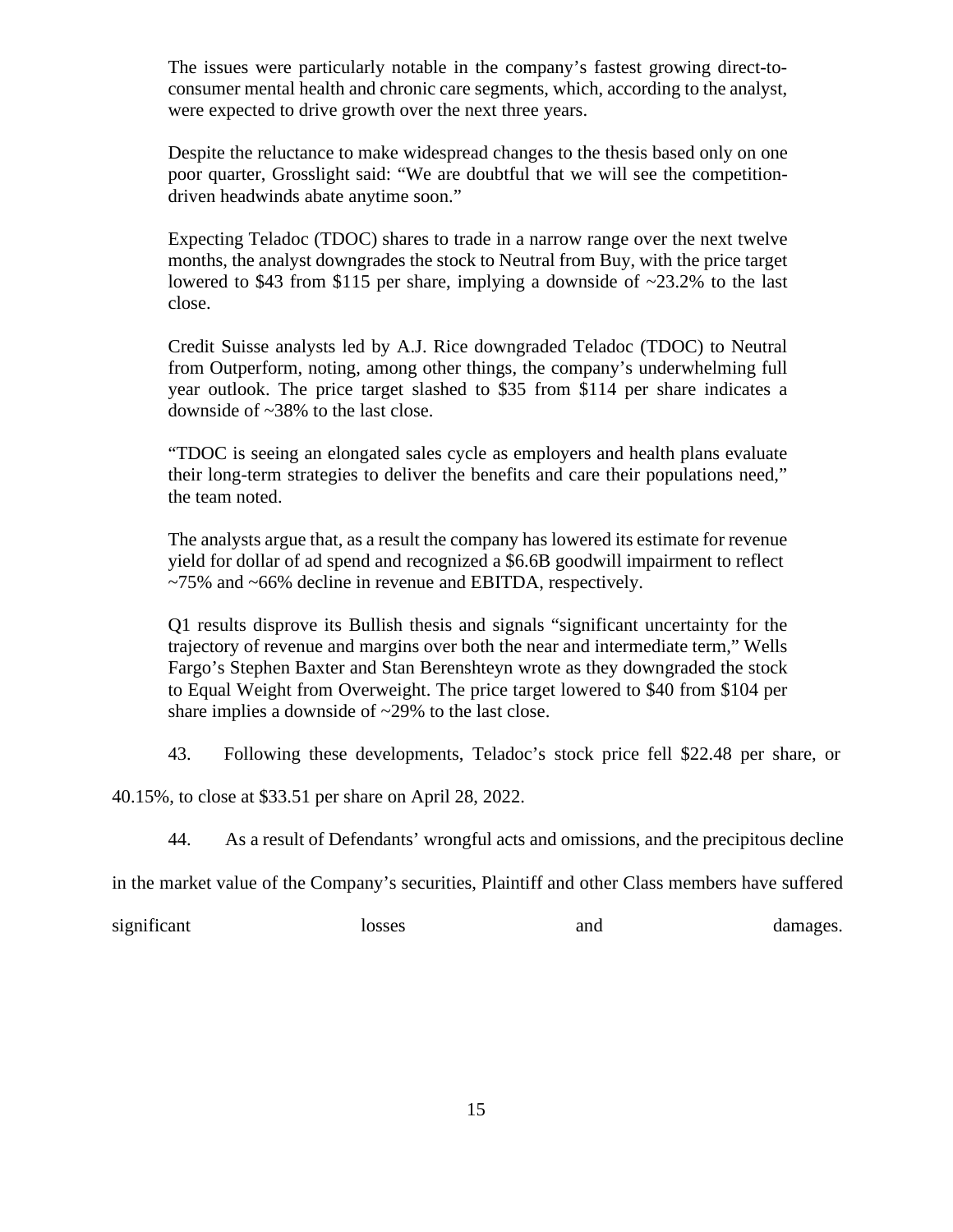> The issues were particularly notable in the company's fastest growing direct-to-consumer mental health and chronic care segments, which, according to the analyst, were expected to drive growth over the next three years.
>
> Despite the reluctance to make widespread changes to the thesis based only on one poor quarter, Grosslight said: "We are doubtful that we will see the competition-driven headwinds abate anytime soon."
>
> Expecting Teladoc (TDOC) shares to trade in a narrow range over the next twelve months, the analyst downgrades the stock to Neutral from Buy, with the price target lowered to $43 from $115 per share, implying a downside of ~23.2% to the last close.
>
> Credit Suisse analysts led by A.J. Rice downgraded Teladoc (TDOC) to Neutral from Outperform, noting, among other things, the company's underwhelming full year outlook. The price target slashed to $35 from $114 per share indicates a downside of ~38% to the last close.
>
> "TDOC is seeing an elongated sales cycle as employers and health plans evaluate their long-term strategies to deliver the benefits and care their populations need," the team noted.
>
> The analysts argue that, as a result the company has lowered its estimate for revenue yield for dollar of ad spend and recognized a $6.6B goodwill impairment to reflect ~75% and ~66% decline in revenue and EBITDA, respectively.
>
> Q1 results disprove its Bullish thesis and signals "significant uncertainty for the trajectory of revenue and margins over both the near and intermediate term," Wells Fargo's Stephen Baxter and Stan Berenshteyn wrote as they downgraded the stock to Equal Weight from Overweight. The price target lowered to $40 from $104 per share implies a downside of ~29% to the last close.

43. Following these developments, Teladoc's stock price fell $22.48 per share, or 40.15%, to close at $33.51 per share on April 28, 2022.

44. As a result of Defendants' wrongful acts and omissions, and the precipitous decline in the market value of the Company's securities, Plaintiff and other Class members have suffered significant losses and damages.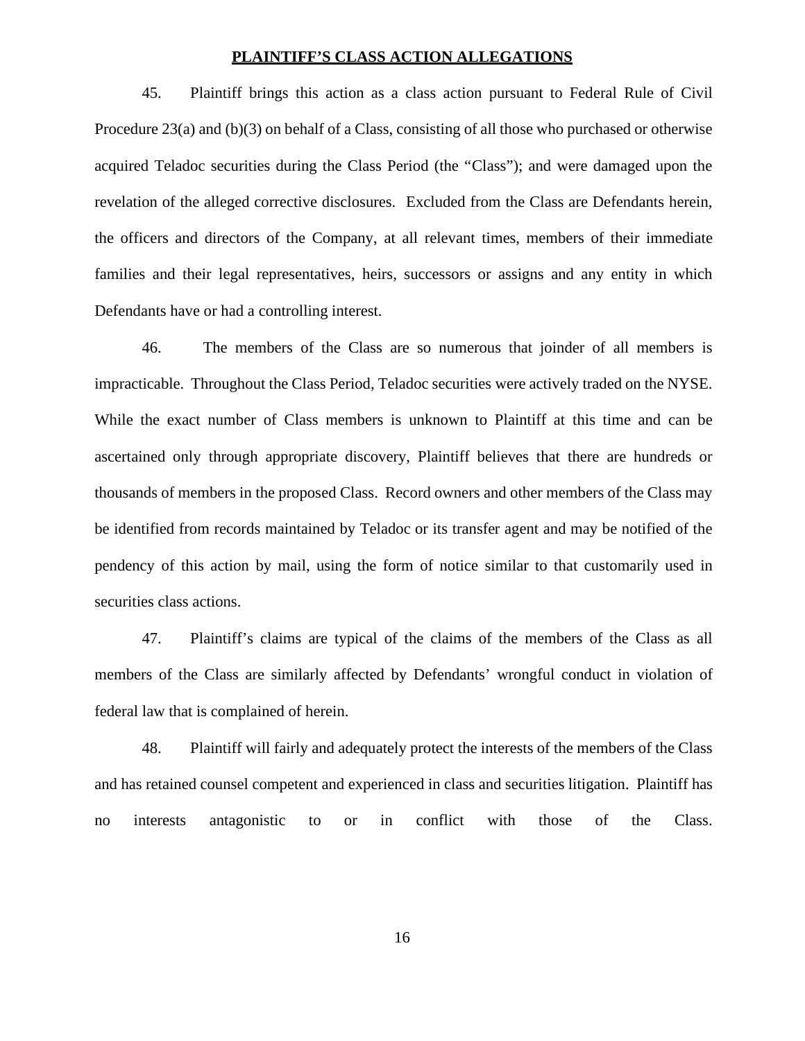## PLAINTIFF'S CLASS ACTION ALLEGATIONS

45. Plaintiff brings this action as a class action pursuant to Federal Rule of Civil Procedure 23(a) and (b)(3) on behalf of a Class, consisting of all those who purchased or otherwise acquired Teladoc securities during the Class Period (the "Class"); and were damaged upon the revelation of the alleged corrective disclosures. Excluded from the Class are Defendants herein, the officers and directors of the Company, at all relevant times, members of their immediate families and their legal representatives, heirs, successors or assigns and any entity in which Defendants have or had a controlling interest.

46. The members of the Class are so numerous that joinder of all members is impracticable. Throughout the Class Period, Teladoc securities were actively traded on the NYSE. While the exact number of Class members is unknown to Plaintiff at this time and can be ascertained only through appropriate discovery, Plaintiff believes that there are hundreds or thousands of members in the proposed Class. Record owners and other members of the Class may be identified from records maintained by Teladoc or its transfer agent and may be notified of the pendency of this action by mail, using the form of notice similar to that customarily used in securities class actions.

47. Plaintiff's claims are typical of the claims of the members of the Class as all members of the Class are similarly affected by Defendants' wrongful conduct in violation of federal law that is complained of herein.

48. Plaintiff will fairly and adequately protect the interests of the members of the Class and has retained counsel competent and experienced in class and securities litigation. Plaintiff has no interests antagonistic to or in conflict with those of the Class.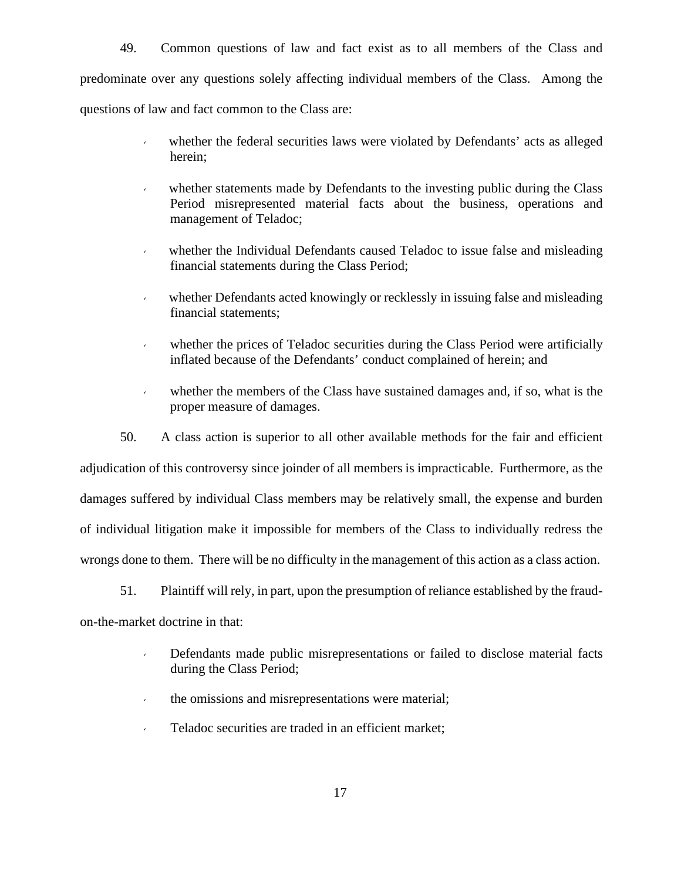49. Common questions of law and fact exist as to all members of the Class and predominate over any questions solely affecting individual members of the Class. Among the questions of law and fact common to the Class are:

- whether the federal securities laws were violated by Defendants' acts as alleged herein;
- whether statements made by Defendants to the investing public during the Class Period misrepresented material facts about the business, operations and management of Teladoc;
- whether the Individual Defendants caused Teladoc to issue false and misleading financial statements during the Class Period;
- whether Defendants acted knowingly or recklessly in issuing false and misleading financial statements;
- whether the prices of Teladoc securities during the Class Period were artificially inflated because of the Defendants' conduct complained of herein; and
- whether the members of the Class have sustained damages and, if so, what is the proper measure of damages.

50. A class action is superior to all other available methods for the fair and efficient adjudication of this controversy since joinder of all members is impracticable. Furthermore, as the damages suffered by individual Class members may be relatively small, the expense and burden of individual litigation make it impossible for members of the Class to individually redress the wrongs done to them. There will be no difficulty in the management of this action as a class action.

51. Plaintiff will rely, in part, upon the presumption of reliance established by the fraud-on-the-market doctrine in that:

- Defendants made public misrepresentations or failed to disclose material facts during the Class Period;
- the omissions and misrepresentations were material;
- Teladoc securities are traded in an efficient market;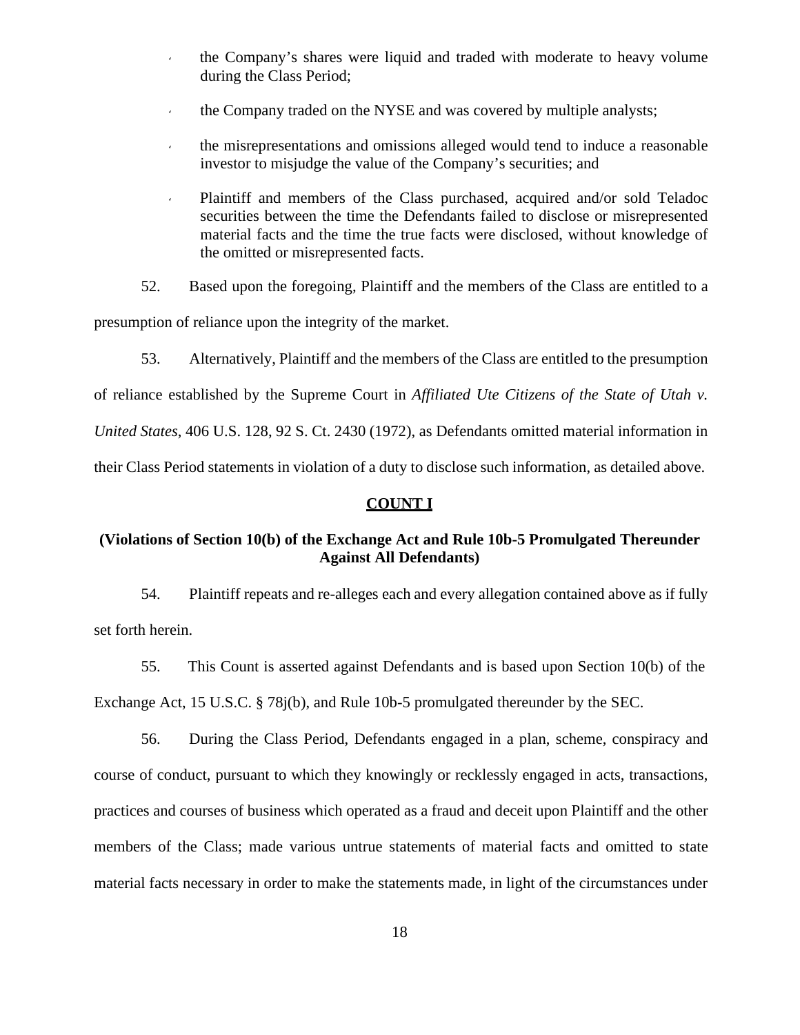- the Company's shares were liquid and traded with moderate to heavy volume during the Class Period;
- the Company traded on the NYSE and was covered by multiple analysts;
- the misrepresentations and omissions alleged would tend to induce a reasonable investor to misjudge the value of the Company's securities; and
- Plaintiff and members of the Class purchased, acquired and/or sold Teladoc securities between the time the Defendants failed to disclose or misrepresented material facts and the time the true facts were disclosed, without knowledge of the omitted or misrepresented facts.

52. Based upon the foregoing, Plaintiff and the members of the Class are entitled to a presumption of reliance upon the integrity of the market.

53. Alternatively, Plaintiff and the members of the Class are entitled to the presumption of reliance established by the Supreme Court in *Affiliated Ute Citizens of the State of Utah v. United States*, 406 U.S. 128, 92 S. Ct. 2430 (1972), as Defendants omitted material information in their Class Period statements in violation of a duty to disclose such information, as detailed above.

## COUNT I

### (Violations of Section 10(b) of the Exchange Act and Rule 10b-5 Promulgated Thereunder Against All Defendants)

54. Plaintiff repeats and re-alleges each and every allegation contained above as if fully set forth herein.

55. This Count is asserted against Defendants and is based upon Section 10(b) of the Exchange Act, 15 U.S.C. § 78j(b), and Rule 10b-5 promulgated thereunder by the SEC.

56. During the Class Period, Defendants engaged in a plan, scheme, conspiracy and course of conduct, pursuant to which they knowingly or recklessly engaged in acts, transactions, practices and courses of business which operated as a fraud and deceit upon Plaintiff and the other members of the Class; made various untrue statements of material facts and omitted to state material facts necessary in order to make the statements made, in light of the circumstances under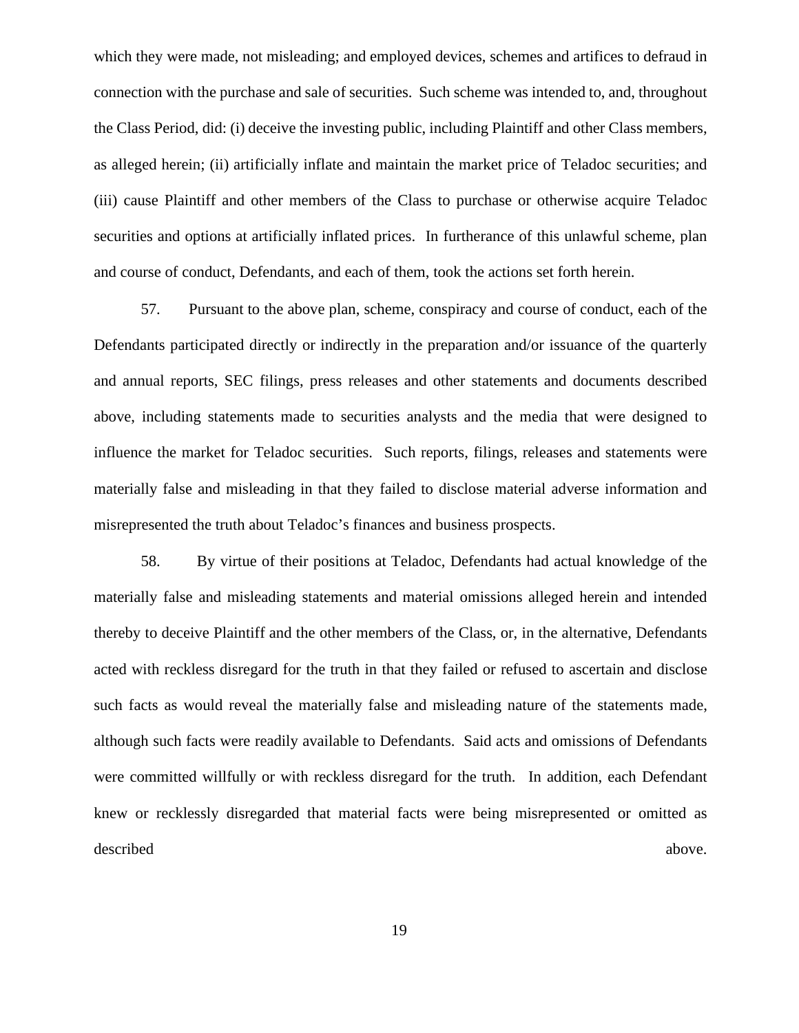which they were made, not misleading; and employed devices, schemes and artifices to defraud in connection with the purchase and sale of securities. Such scheme was intended to, and, throughout the Class Period, did: (i) deceive the investing public, including Plaintiff and other Class members, as alleged herein; (ii) artificially inflate and maintain the market price of Teladoc securities; and (iii) cause Plaintiff and other members of the Class to purchase or otherwise acquire Teladoc securities and options at artificially inflated prices. In furtherance of this unlawful scheme, plan and course of conduct, Defendants, and each of them, took the actions set forth herein.

57. Pursuant to the above plan, scheme, conspiracy and course of conduct, each of the Defendants participated directly or indirectly in the preparation and/or issuance of the quarterly and annual reports, SEC filings, press releases and other statements and documents described above, including statements made to securities analysts and the media that were designed to influence the market for Teladoc securities. Such reports, filings, releases and statements were materially false and misleading in that they failed to disclose material adverse information and misrepresented the truth about Teladoc's finances and business prospects.

58. By virtue of their positions at Teladoc, Defendants had actual knowledge of the materially false and misleading statements and material omissions alleged herein and intended thereby to deceive Plaintiff and the other members of the Class, or, in the alternative, Defendants acted with reckless disregard for the truth in that they failed or refused to ascertain and disclose such facts as would reveal the materially false and misleading nature of the statements made, although such facts were readily available to Defendants. Said acts and omissions of Defendants were committed willfully or with reckless disregard for the truth. In addition, each Defendant knew or recklessly disregarded that material facts were being misrepresented or omitted as described above.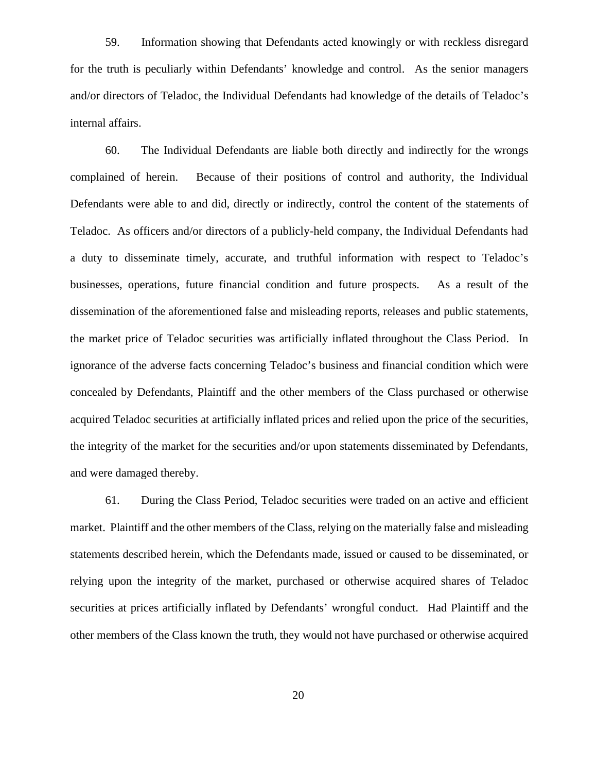59. Information showing that Defendants acted knowingly or with reckless disregard for the truth is peculiarly within Defendants' knowledge and control. As the senior managers and/or directors of Teladoc, the Individual Defendants had knowledge of the details of Teladoc's internal affairs.

60. The Individual Defendants are liable both directly and indirectly for the wrongs complained of herein. Because of their positions of control and authority, the Individual Defendants were able to and did, directly or indirectly, control the content of the statements of Teladoc. As officers and/or directors of a publicly-held company, the Individual Defendants had a duty to disseminate timely, accurate, and truthful information with respect to Teladoc's businesses, operations, future financial condition and future prospects. As a result of the dissemination of the aforementioned false and misleading reports, releases and public statements, the market price of Teladoc securities was artificially inflated throughout the Class Period. In ignorance of the adverse facts concerning Teladoc's business and financial condition which were concealed by Defendants, Plaintiff and the other members of the Class purchased or otherwise acquired Teladoc securities at artificially inflated prices and relied upon the price of the securities, the integrity of the market for the securities and/or upon statements disseminated by Defendants, and were damaged thereby.

61. During the Class Period, Teladoc securities were traded on an active and efficient market. Plaintiff and the other members of the Class, relying on the materially false and misleading statements described herein, which the Defendants made, issued or caused to be disseminated, or relying upon the integrity of the market, purchased or otherwise acquired shares of Teladoc securities at prices artificially inflated by Defendants' wrongful conduct. Had Plaintiff and the other members of the Class known the truth, they would not have purchased or otherwise acquired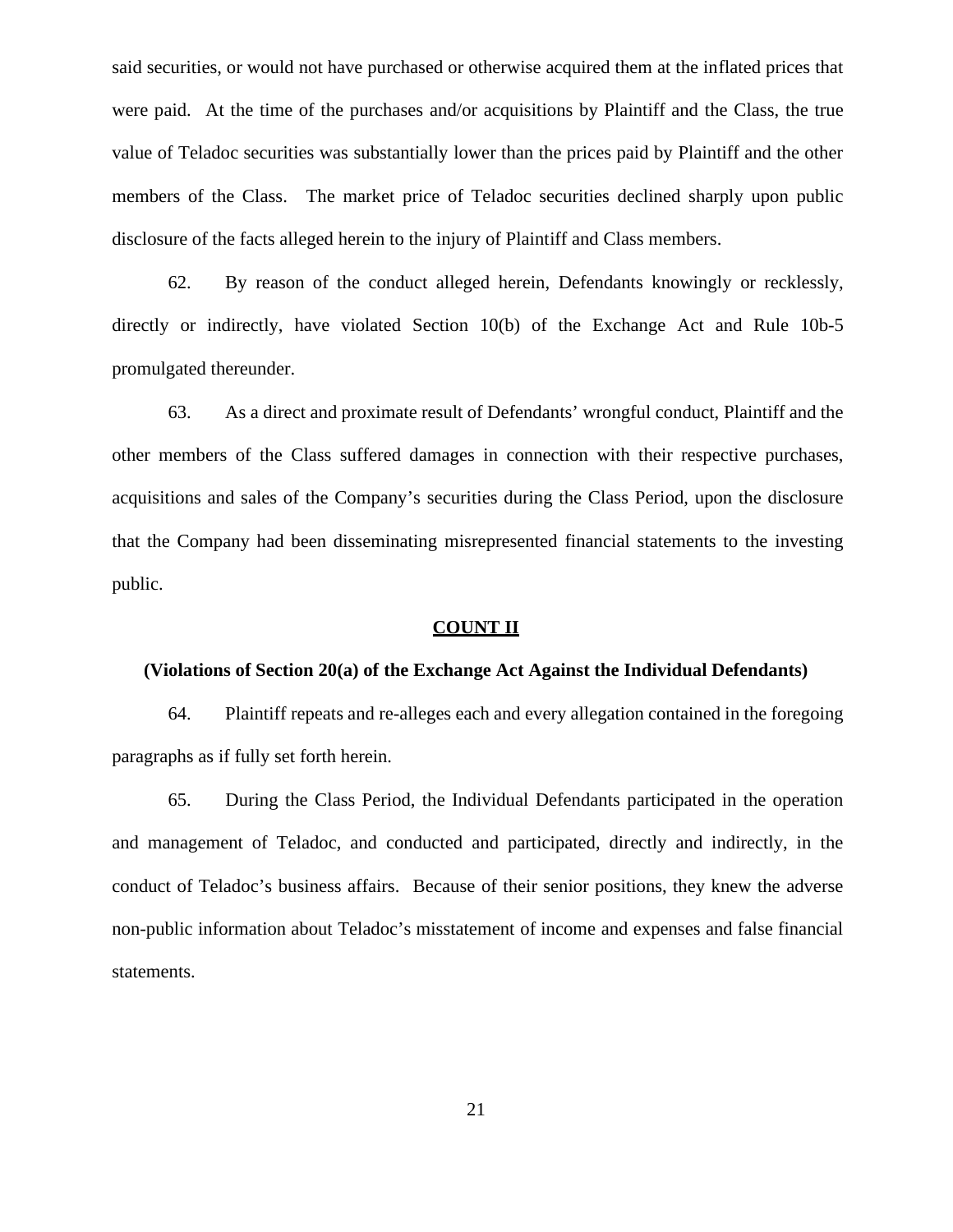said securities, or would not have purchased or otherwise acquired them at the inflated prices that were paid. At the time of the purchases and/or acquisitions by Plaintiff and the Class, the true value of Teladoc securities was substantially lower than the prices paid by Plaintiff and the other members of the Class. The market price of Teladoc securities declined sharply upon public disclosure of the facts alleged herein to the injury of Plaintiff and Class members.

62. By reason of the conduct alleged herein, Defendants knowingly or recklessly, directly or indirectly, have violated Section 10(b) of the Exchange Act and Rule 10b-5 promulgated thereunder.

63. As a direct and proximate result of Defendants' wrongful conduct, Plaintiff and the other members of the Class suffered damages in connection with their respective purchases, acquisitions and sales of the Company's securities during the Class Period, upon the disclosure that the Company had been disseminating misrepresented financial statements to the investing public.

## COUNT II

### (Violations of Section 20(a) of the Exchange Act Against the Individual Defendants)

64. Plaintiff repeats and re-alleges each and every allegation contained in the foregoing paragraphs as if fully set forth herein.

65. During the Class Period, the Individual Defendants participated in the operation and management of Teladoc, and conducted and participated, directly and indirectly, in the conduct of Teladoc's business affairs. Because of their senior positions, they knew the adverse non-public information about Teladoc's misstatement of income and expenses and false financial statements.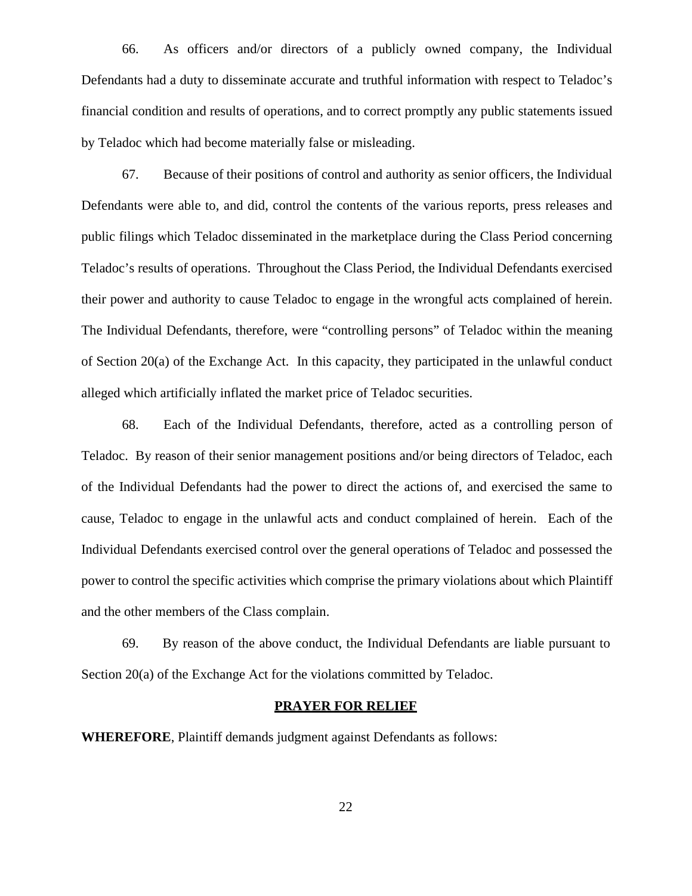66. As officers and/or directors of a publicly owned company, the Individual Defendants had a duty to disseminate accurate and truthful information with respect to Teladoc's financial condition and results of operations, and to correct promptly any public statements issued by Teladoc which had become materially false or misleading.

67. Because of their positions of control and authority as senior officers, the Individual Defendants were able to, and did, control the contents of the various reports, press releases and public filings which Teladoc disseminated in the marketplace during the Class Period concerning Teladoc's results of operations. Throughout the Class Period, the Individual Defendants exercised their power and authority to cause Teladoc to engage in the wrongful acts complained of herein. The Individual Defendants, therefore, were "controlling persons" of Teladoc within the meaning of Section 20(a) of the Exchange Act. In this capacity, they participated in the unlawful conduct alleged which artificially inflated the market price of Teladoc securities.

68. Each of the Individual Defendants, therefore, acted as a controlling person of Teladoc. By reason of their senior management positions and/or being directors of Teladoc, each of the Individual Defendants had the power to direct the actions of, and exercised the same to cause, Teladoc to engage in the unlawful acts and conduct complained of herein. Each of the Individual Defendants exercised control over the general operations of Teladoc and possessed the power to control the specific activities which comprise the primary violations about which Plaintiff and the other members of the Class complain.

69. By reason of the above conduct, the Individual Defendants are liable pursuant to Section 20(a) of the Exchange Act for the violations committed by Teladoc.

## PRAYER FOR RELIEF

**WHEREFORE**, Plaintiff demands judgment against Defendants as follows: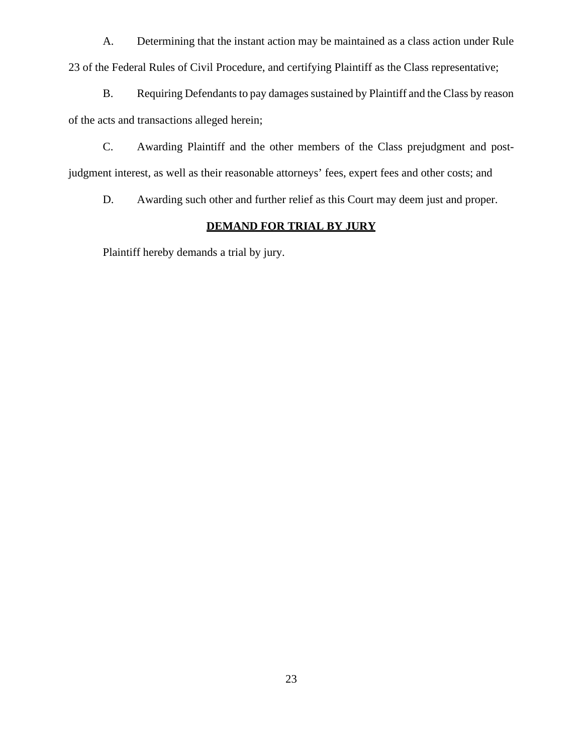A. Determining that the instant action may be maintained as a class action under Rule 23 of the Federal Rules of Civil Procedure, and certifying Plaintiff as the Class representative;

B. Requiring Defendants to pay damages sustained by Plaintiff and the Class by reason of the acts and transactions alleged herein;

C. Awarding Plaintiff and the other members of the Class prejudgment and post-judgment interest, as well as their reasonable attorneys' fees, expert fees and other costs; and

D. Awarding such other and further relief as this Court may deem just and proper.

## **DEMAND FOR TRIAL BY JURY**

Plaintiff hereby demands a trial by jury.